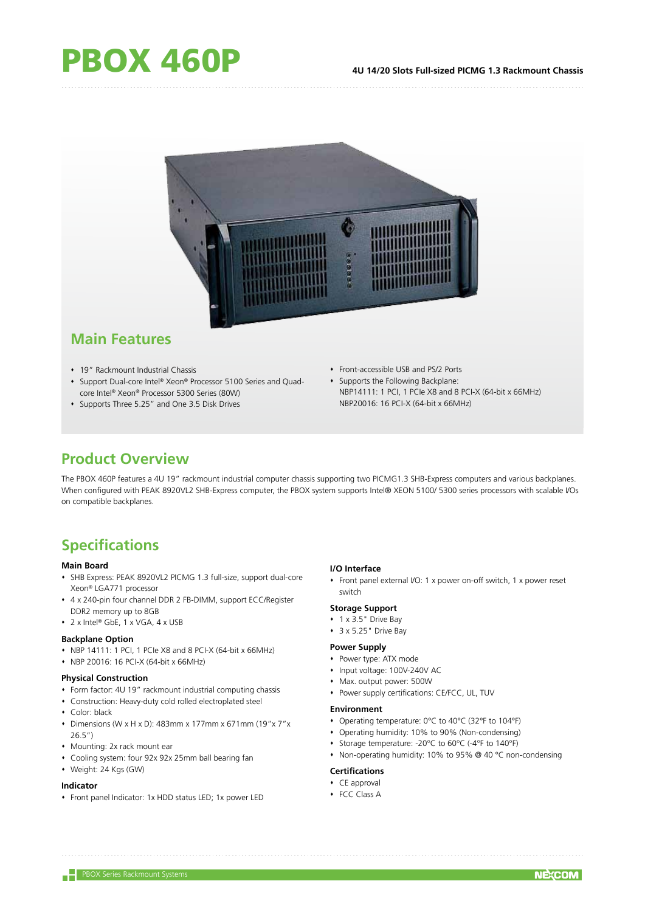# PBOX 460P

4U 14/20 Slots Full-sized PICMG 1.3 Rackmount Chassis

## Main Features

- 19" Rackmount Industrial Chassis
- Support Dual-core Intel® Xeon® Processor 5100 Series and Quad-core Intel® Xeon® Processor 5300 Series (80W)
- Supports Three 5.25" and One 3.5 Disk Drives
- Front-accessible USB and PS/2 Ports
- Supports the Following Backplane:
  NBP14111: 1 PCI, 1 PCIe X8 and 8 PCI-X (64-bit x 66MHz)
  NBP20016: 16 PCI-X (64-bit x 66MHz)

## Product Overview

The PBOX 460P features a 4U 19" rackmount industrial computer chassis supporting two PICMG1.3 SHB-Express computers and various backplanes. When configured with PEAK 8920VL2 SHB-Express computer, the PBOX system supports Intel® XEON 5100/ 5300 series processors with scalable I/Os on compatible backplanes.

## Specifications

### Main Board

- SHB Express: PEAK 8920VL2 PICMG 1.3 full-size, support dual-core Xeon® LGA771 processor
- 4 x 240-pin four channel DDR 2 FB-DIMM, support ECC/Register DDR2 memory up to 8GB
- 2 x Intel® GbE, 1 x VGA, 4 x USB

### Backplane Option

- NBP 14111: 1 PCI, 1 PCIe X8 and 8 PCI-X (64-bit x 66MHz)
- NBP 20016: 16 PCI-X (64-bit x 66MHz)

### Physical Construction

- Form factor: 4U 19" rackmount industrial computing chassis
- Construction: Heavy-duty cold rolled electroplated steel
- Color: black
- Dimensions (W x H x D): 483mm x 177mm x 671mm (19"x 7"x 26.5")
- Mounting: 2x rack mount ear
- Cooling system: four 92x 92x 25mm ball bearing fan
- Weight: 24 Kgs (GW)

### Indicator

- Front panel Indicator: 1x HDD status LED; 1x power LED

### I/O Interface

- Front panel external I/O: 1 x power on-off switch, 1 x power reset switch

### Storage Support

- 1 x 3.5" Drive Bay
- 3 x 5.25" Drive Bay

### Power Supply

- Power type: ATX mode
- Input voltage: 100V-240V AC
- Max. output power: 500W
- Power supply certifications: CE/FCC, UL, TUV

### Environment

- Operating temperature: 0°C to 40°C (32°F to 104°F)
- Operating humidity: 10% to 90% (Non-condensing)
- Storage temperature: -20°C to 60°C (-4°F to 140°F)
- Non-operating humidity: 10% to 95% @ 40 °C non-condensing

### Certifications

- CE approval
- FCC Class A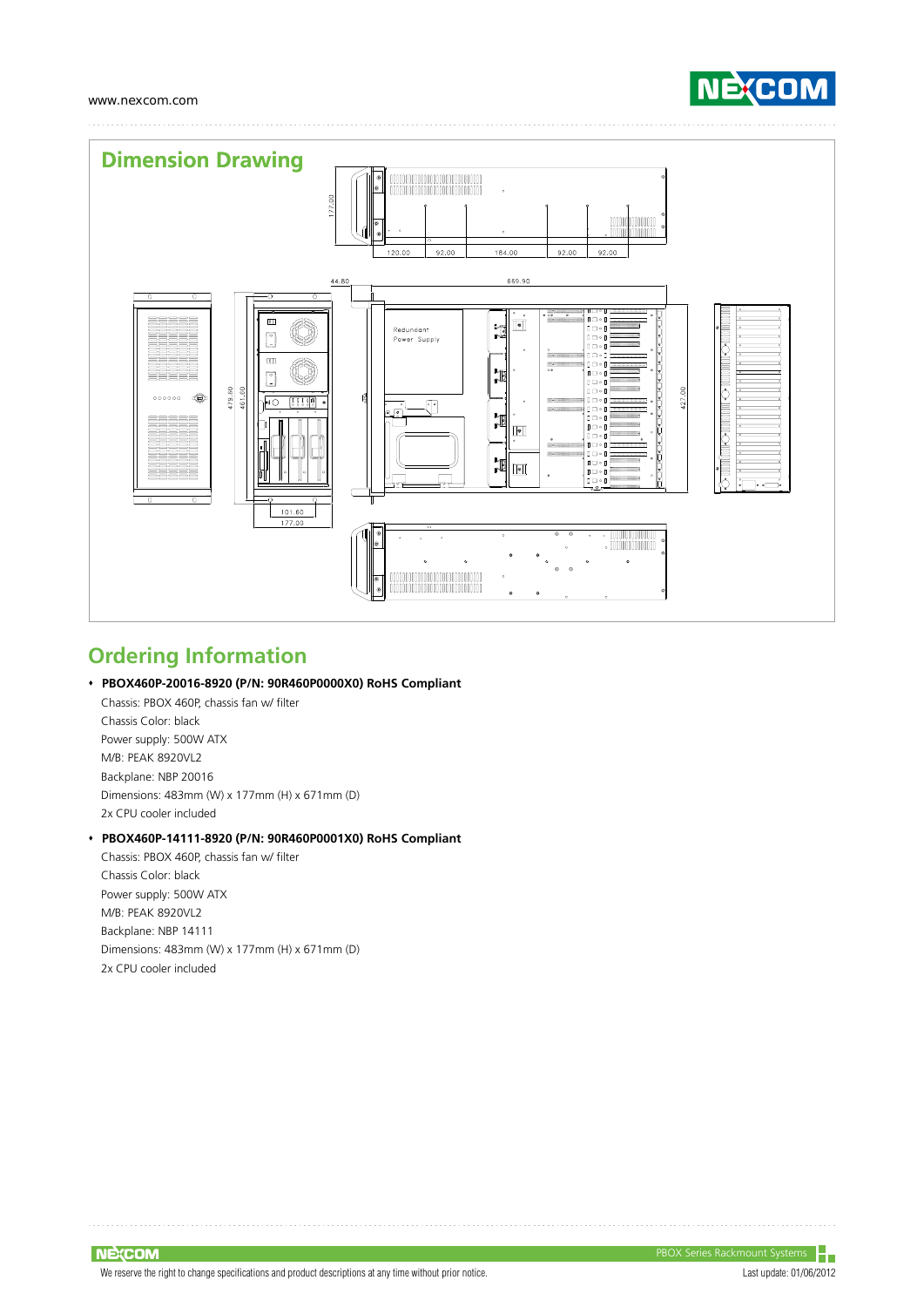## Dimension Drawing

177.00
120.00
92.00
184.00
92.00
92.00
44.80
559.90
Redundant
Power Supply
479.60
461.60
427.00
101.60
177.00

## Ordering Information

- **PBOX460P-20016-8920 (P/N: 90R460P0000X0) RoHS Compliant**
  - Chassis: PBOX 460P, chassis fan w/ filter
  - Chassis Color: black
  - Power supply: 500W ATX
  - M/B: PEAK 8920VL2
  - Backplane: NBP 20016
  - Dimensions: 483mm (W) x 177mm (H) x 671mm (D)
  - 2x CPU cooler included
- **PBOX460P-14111-8920 (P/N: 90R460P0001X0) RoHS Compliant**
  - Chassis: PBOX 460P, chassis fan w/ filter
  - Chassis Color: black
  - Power supply: 500W ATX
  - M/B: PEAK 8920VL2
  - Backplane: NBP 14111
  - Dimensions: 483mm (W) x 177mm (H) x 671mm (D)
  - 2x CPU cooler included

We reserve the right to change specifications and product descriptions at any time without prior notice.